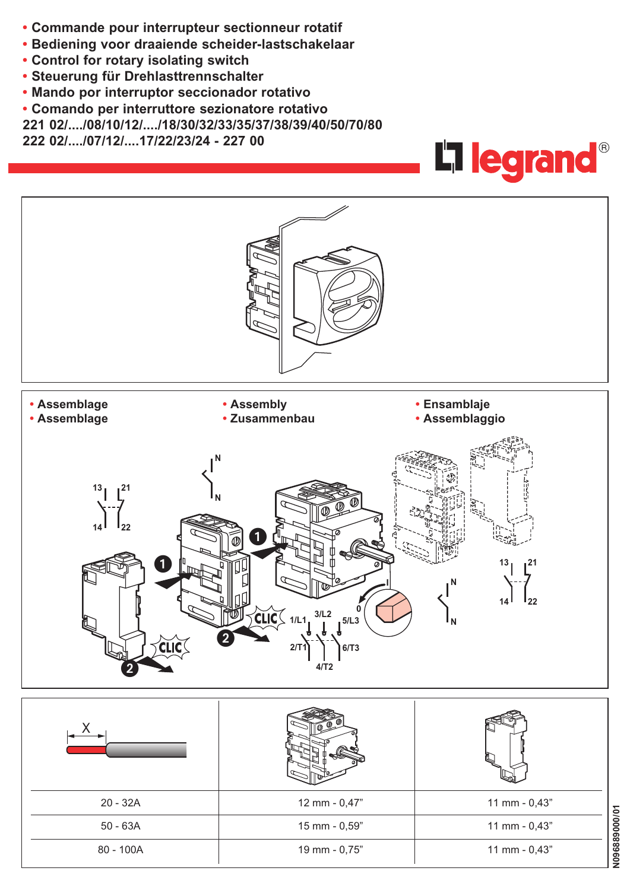- **Commande pour interrupteur sectionneur rotatif**
- **Bediening voor draaiende scheider-lastschakelaar**
- **Control for rotary isolating switch**
- **Steuerung für Drehlasttrennschalter**
- **Mando por interruptor seccionador rotativo**
- **Comando per interruttore sezionatore rotativo**

**221 02/..../08/10/12/..../18/30/32/33/35/37/38/39/40/50/70/80**
**222 02/..../07/12/....17/22/23/24 - 227 00**

legrand®

- **Assemblage**
- **Assemblage**
- **Assembly**
- **Zusammenbau**
- **Ensamblaje**
- **Assemblaggio**

13 21 14 22

N N

1 2 CLIC

1/L1 3/L2 5/L3 2/T1 4/T2 6/T3

0 I

| X | | |
|---|---|---|
| 20 - 32A | 12 mm - 0,47" | 11 mm - 0,43" |
| 50 - 63A | 15 mm - 0,59" | 11 mm - 0,43" |
| 80 - 100A | 19 mm - 0,75" | 11 mm - 0,43" |

N096889000/01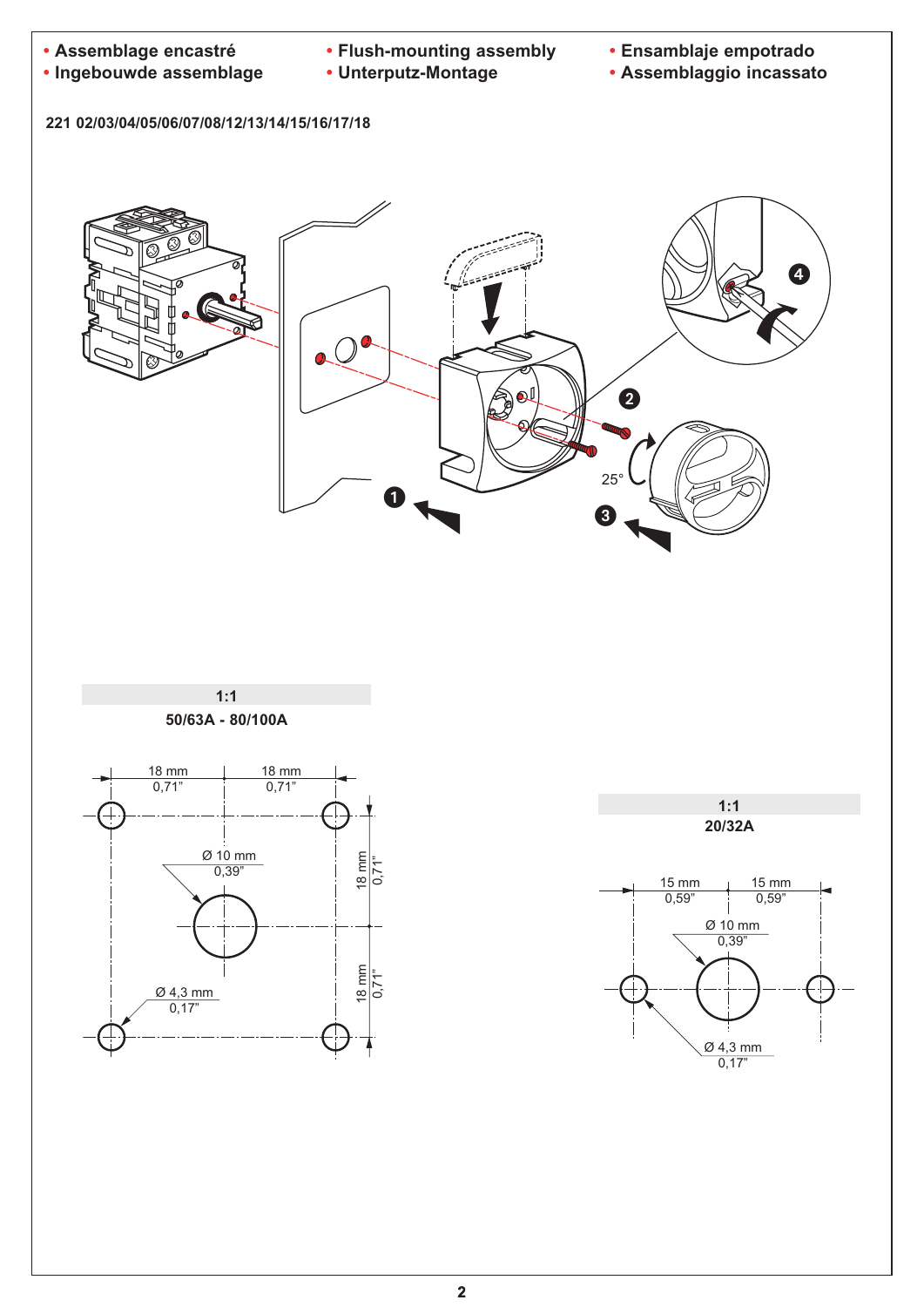- Assemblage encastré
- Ingebouwde assemblage
- Flush-mounting assembly
- Unterputz-Montage
- Ensamblaje empotrado
- Assemblaggio incassato

**221 02/03/04/05/06/07/08/12/13/14/15/16/17/18**

1

2

3

4

25°

**1:1**

**50/63A - 80/100A**

18 mm
0,71"

18 mm
0,71"

Ø 10 mm
0,39"

18 mm
0,71"

18 mm
0,71"

Ø 4,3 mm
0,17"

**1:1**

**20/32A**

15 mm
0,59"

15 mm
0,59"

Ø 10 mm
0,39"

Ø 4,3 mm
0,17"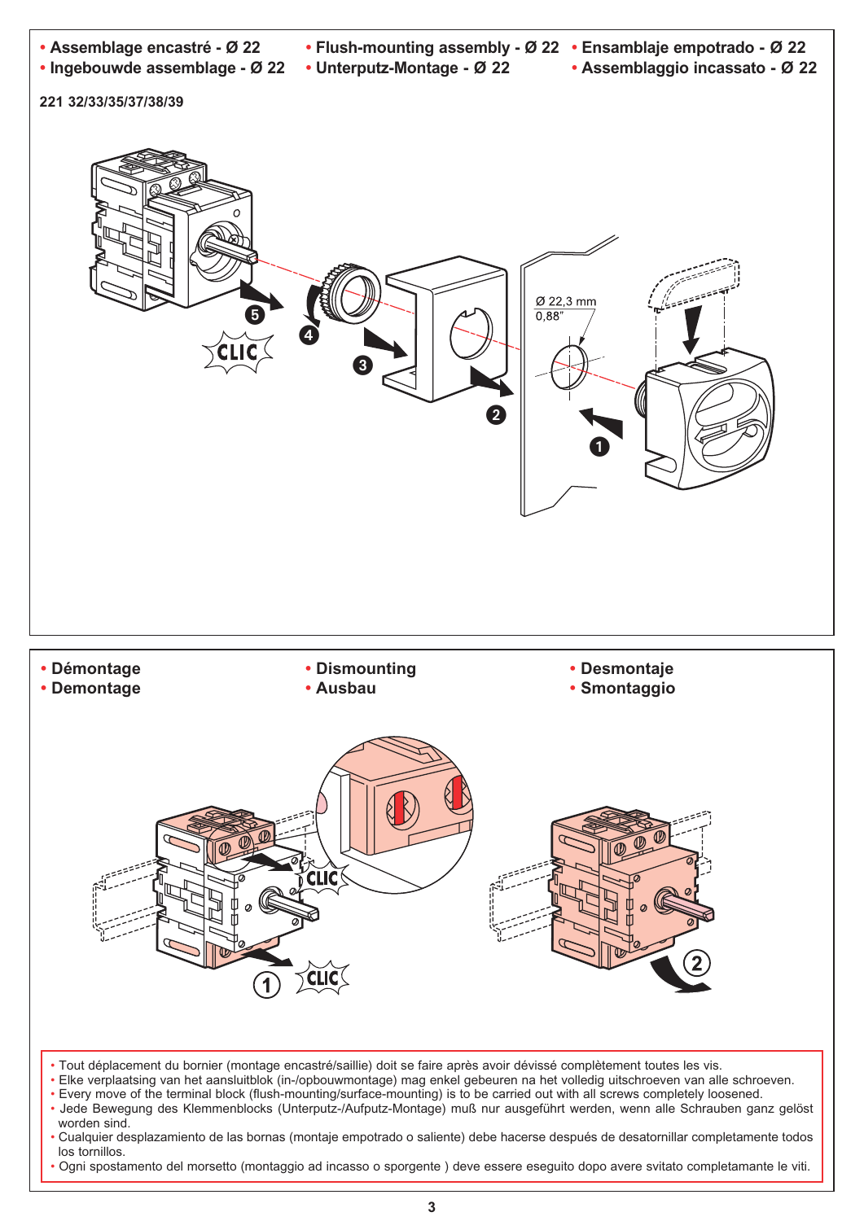- Assemblage encastré - Ø 22
- Ingebouwde assemblage - Ø 22
- Flush-mounting assembly - Ø 22
- Unterputz-Montage - Ø 22
- Ensamblaje empotrado - Ø 22
- Assemblaggio incassato - Ø 22

221 32/33/35/37/38/39

Ø 22,3 mm
0,88"

- Démontage
- Demontage
- Dismounting
- Ausbau
- Desmontaje
- Smontaggio

- Tout déplacement du bornier (montage encastré/saillie) doit se faire après avoir dévissé complètement toutes les vis.
- Elke verplaatsing van het aansluitblok (in-/opbouwmontage) mag enkel gebeuren na het volledig uitschroeven van alle schroeven.
- Every move of the terminal block (flush-mounting/surface-mounting) is to be carried out with all screws completely loosened.
- Jede Bewegung des Klemmenblocks (Unterputz-/Aufputz-Montage) muß nur ausgeführt werden, wenn alle Schrauben ganz gelöst worden sind.
- Cualquier desplazamiento de las bornas (montaje empotrado o saliente) debe hacerse después de desatornillar completamente todos los tornillos.
- Ogni spostamento del morsetto (montaggio ad incasso o sporgente ) deve essere eseguito dopo avere svitato completamante le viti.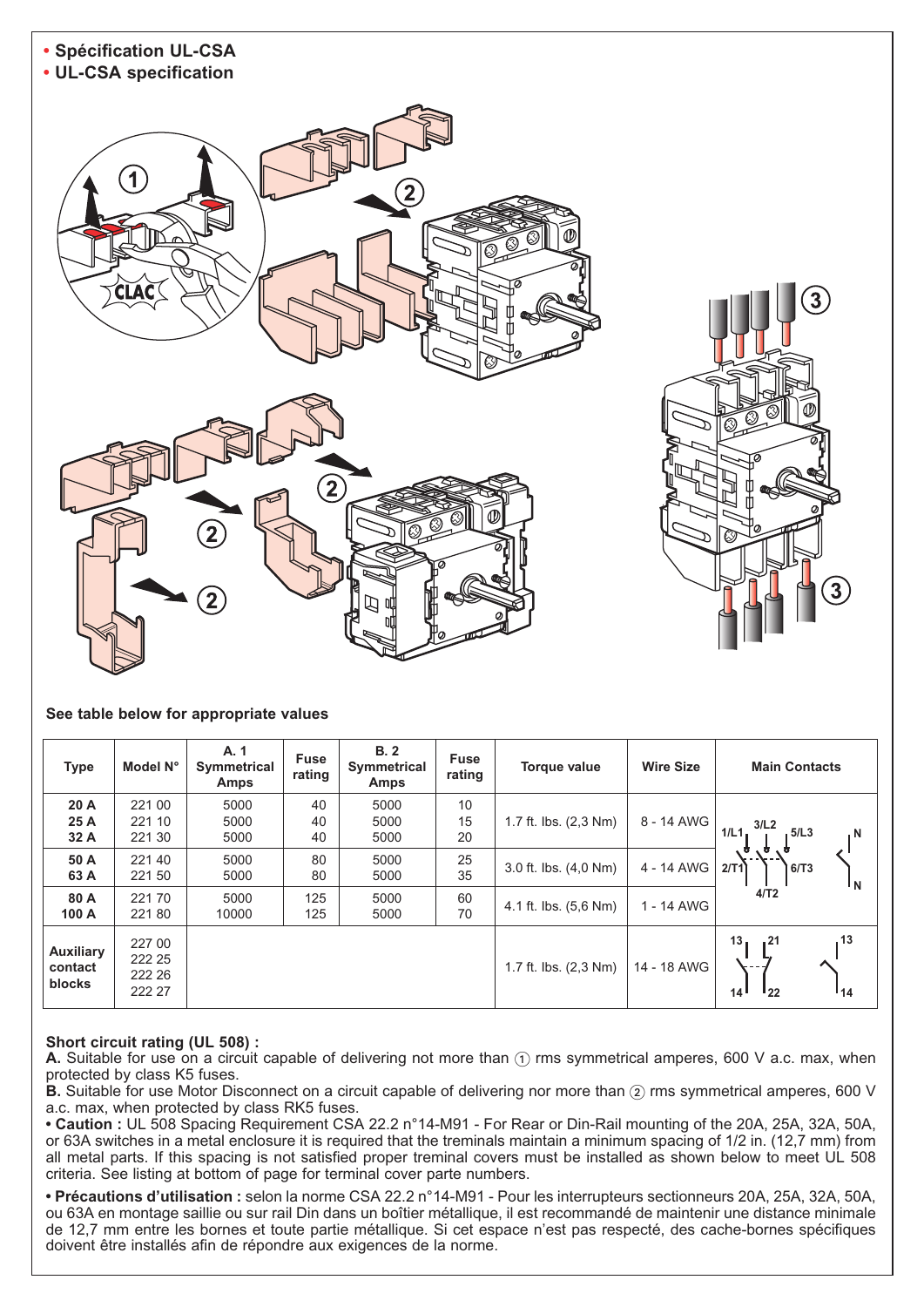- **Spécification UL-CSA**
- **UL-CSA specification**

**See table below for appropriate values**

| Type | Model N° | A. 1 Symmetrical Amps | Fuse rating | B. 2 Symmetrical Amps | Fuse rating | Torque value | Wire Size | Main Contacts |
|---|---|---|---|---|---|---|---|---|
| **20 A**<br>**25 A**<br>**32 A** | 221 00<br>221 10<br>221 30 | 5000<br>5000<br>5000 | 40<br>40<br>40 | 5000<br>5000<br>5000 | 10<br>15<br>20 | 1.7 ft. lbs. (2,3 Nm) | 8 - 14 AWG | 1/L1, 3/L2, 5/L3, N<br>2/T1, 4/T2, 6/T3, N |
| **50 A**<br>**63 A** | 221 40<br>221 50 | 5000<br>5000 | 80<br>80 | 5000<br>5000 | 25<br>35 | 3.0 ft. lbs. (4,0 Nm) | 4 - 14 AWG | |
| **80 A**<br>**100 A** | 221 70<br>221 80 | 5000<br>10000 | 125<br>125 | 5000<br>5000 | 60<br>70 | 4.1 ft. lbs. (5,6 Nm) | 1 - 14 AWG | |
| **Auxiliary contact blocks** | 227 00<br>222 25<br>222 26<br>222 27 | | | | | 1.7 ft. lbs. (2,3 Nm) | 14 - 18 AWG | 13, 21, 13<br>14, 22, 14 |

**Short circuit rating (UL 508) :**

**A.** Suitable for use on a circuit capable of delivering not more than ① rms symmetrical amperes, 600 V a.c. max, when protected by class K5 fuses.

**B.** Suitable for use Motor Disconnect on a circuit capable of delivering nor more than ② rms symmetrical amperes, 600 V a.c. max, when protected by class RK5 fuses.

**• Caution :** UL 508 Spacing Requirement CSA 22.2 n°14-M91 - For Rear or Din-Rail mounting of the 20A, 25A, 32A, 50A, or 63A switches in a metal enclosure it is required that the treminals maintain a minimum spacing of 1/2 in. (12,7 mm) from all metal parts. If this spacing is not satisfied proper treminal covers must be installed as shown below to meet UL 508 criteria. See listing at bottom of page for terminal cover parte numbers.

**• Précautions d'utilisation :** selon la norme CSA 22.2 n°14-M91 - Pour les interrupteurs sectionneurs 20A, 25A, 32A, 50A, ou 63A en montage saillie ou sur rail Din dans un boîtier métallique, il est recommandé de maintenir une distance minimale de 12,7 mm entre les bornes et toute partie métallique. Si cet espace n'est pas respecté, des cache-bornes spécifiques doivent être installés afin de répondre aux exigences de la norme.